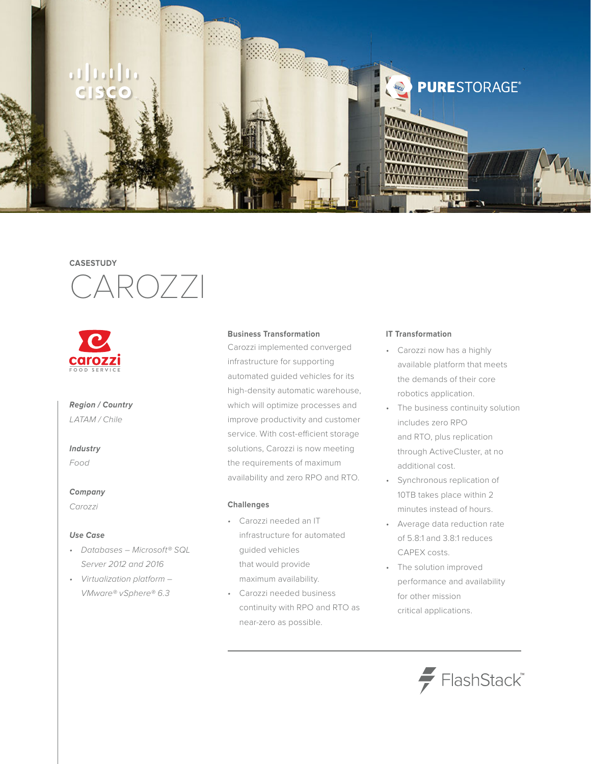CASESTUDY

# CAROZZI

***Region / Country***

*LATAM / Chile*

***Industry***

*Food*

***Company***

*Carozzi*

***Use Case***

- *Databases – Microsoft® SQL Server 2012 and 2016*
- *Virtualization platform – VMware® vSphere® 6.3*

### Business Transformation

Carozzi implemented converged infrastructure for supporting automated guided vehicles for its high-density automatic warehouse, which will optimize processes and improve productivity and customer service. With cost-efficient storage solutions, Carozzi is now meeting the requirements of maximum availability and zero RPO and RTO.

### Challenges

- Carozzi needed an IT infrastructure for automated guided vehicles that would provide maximum availability.
- Carozzi needed business continuity with RPO and RTO as near-zero as possible.

### IT Transformation

- Carozzi now has a highly available platform that meets the demands of their core robotics application.
- The business continuity solution includes zero RPO and RTO, plus replication through ActiveCluster, at no additional cost.
- Synchronous replication of 10TB takes place within 2 minutes instead of hours.
- Average data reduction rate of 5.8:1 and 3.8:1 reduces CAPEX costs.
- The solution improved performance and availability for other mission critical applications.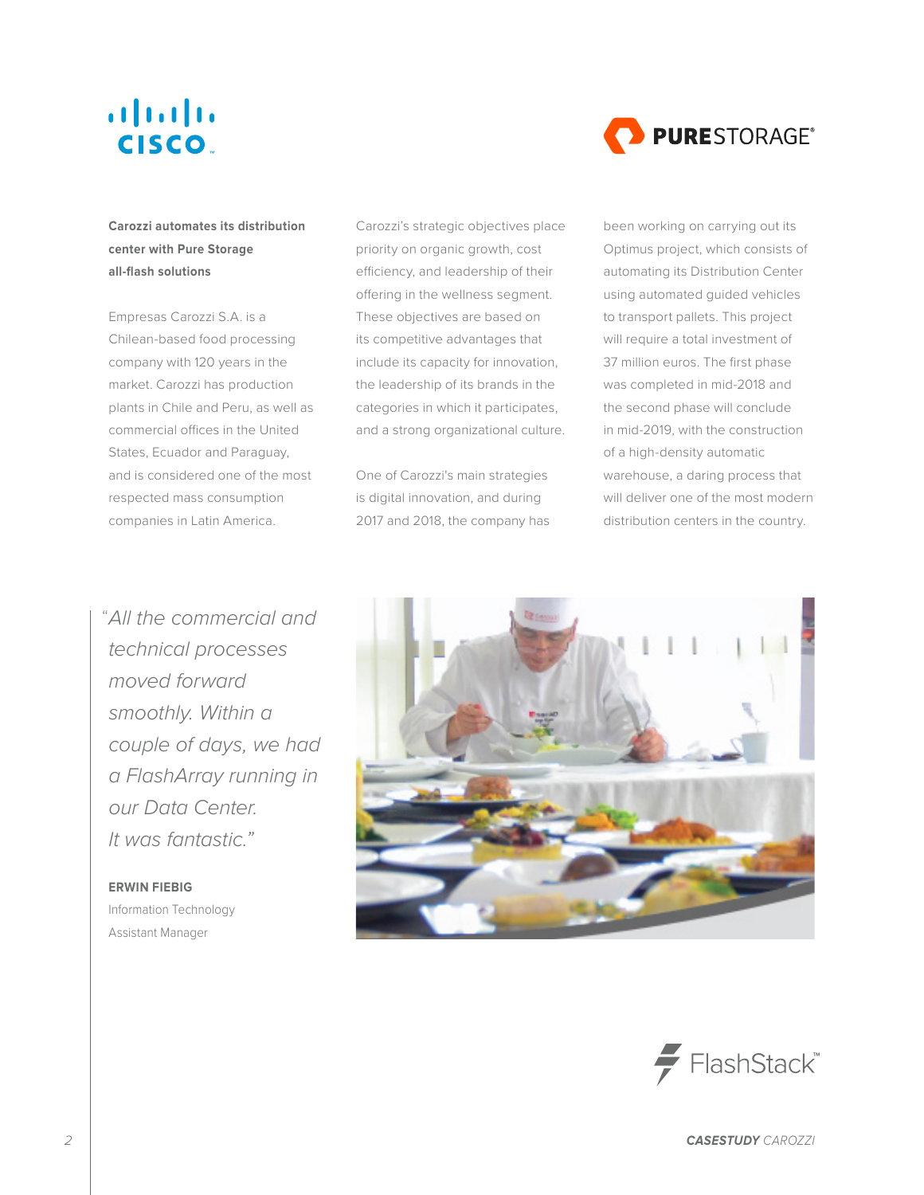**Carozzi automates its distribution center with Pure Storage all-flash solutions**

Empresas Carozzi S.A. is a Chilean-based food processing company with 120 years in the market. Carozzi has production plants in Chile and Peru, as well as commercial offices in the United States, Ecuador and Paraguay, and is considered one of the most respected mass consumption companies in Latin America.

Carozzi's strategic objectives place priority on organic growth, cost efficiency, and leadership of their offering in the wellness segment. These objectives are based on its competitive advantages that include its capacity for innovation, the leadership of its brands in the categories in which it participates, and a strong organizational culture.

One of Carozzi's main strategies is digital innovation, and during 2017 and 2018, the company has been working on carrying out its Optimus project, which consists of automating its Distribution Center using automated guided vehicles to transport pallets. This project will require a total investment of 37 million euros. The first phase was completed in mid-2018 and the second phase will conclude in mid-2019, with the construction of a high-density automatic warehouse, a daring process that will deliver one of the most modern distribution centers in the country.

> *"All the commercial and technical processes moved forward smoothly. Within a couple of days, we had a FlashArray running in our Data Center. It was fantastic."*

**ERWIN FIEBIG**
Information Technology Assistant Manager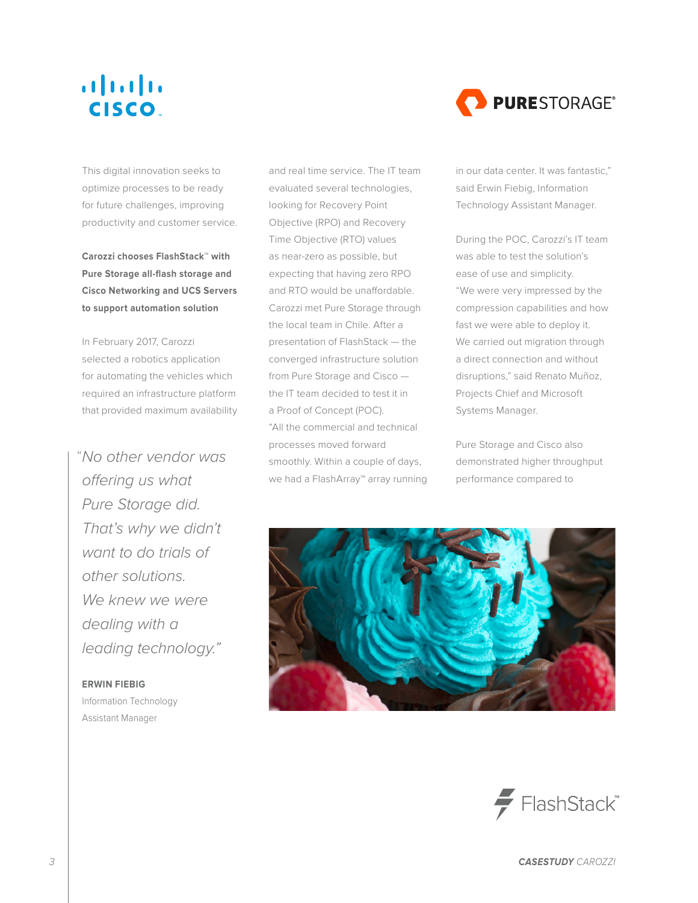This digital innovation seeks to optimize processes to be ready for future challenges, improving productivity and customer service.

**Carozzi chooses FlashStack™ with Pure Storage all-flash storage and Cisco Networking and UCS Servers to support automation solution**

In February 2017, Carozzi selected a robotics application for automating the vehicles which required an infrastructure platform that provided maximum availability and real time service. The IT team evaluated several technologies, looking for Recovery Point Objective (RPO) and Recovery Time Objective (RTO) values as near-zero as possible, but expecting that having zero RPO and RTO would be unaffordable. Carozzi met Pure Storage through the local team in Chile. After a presentation of FlashStack — the converged infrastructure solution from Pure Storage and Cisco — the IT team decided to test it in a Proof of Concept (POC). "All the commercial and technical processes moved forward smoothly. Within a couple of days, we had a FlashArray™ array running in our data center. It was fantastic," said Erwin Fiebig, Information Technology Assistant Manager.

During the POC, Carozzi's IT team was able to test the solution's ease of use and simplicity. "We were very impressed by the compression capabilities and how fast we were able to deploy it. We carried out migration through a direct connection and without disruptions," said Renato Muñoz, Projects Chief and Microsoft Systems Manager.

Pure Storage and Cisco also demonstrated higher throughput performance compared to

> *"No other vendor was offering us what Pure Storage did. That's why we didn't want to do trials of other solutions. We knew we were dealing with a leading technology."*
>
> **ERWIN FIEBIG**
> Information Technology Assistant Manager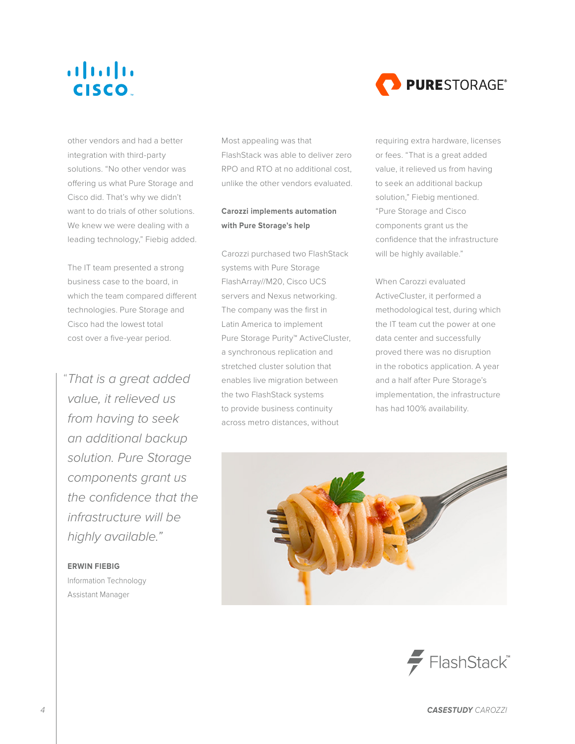other vendors and had a better integration with third-party solutions. "No other vendor was offering us what Pure Storage and Cisco did. That's why we didn't want to do trials of other solutions. We knew we were dealing with a leading technology," Fiebig added.

The IT team presented a strong business case to the board, in which the team compared different technologies. Pure Storage and Cisco had the lowest total cost over a five-year period.

> *"That is a great added value, it relieved us from having to seek an additional backup solution. Pure Storage components grant us the confidence that the infrastructure will be highly available."*
>
> **ERWIN FIEBIG**
> Information Technology Assistant Manager

Most appealing was that FlashStack was able to deliver zero RPO and RTO at no additional cost, unlike the other vendors evaluated.

**Carozzi implements automation with Pure Storage's help**

Carozzi purchased two FlashStack systems with Pure Storage FlashArray//M20, Cisco UCS servers and Nexus networking. The company was the first in Latin America to implement Pure Storage Purity™ ActiveCluster, a synchronous replication and stretched cluster solution that enables live migration between the two FlashStack systems to provide business continuity across metro distances, without requiring extra hardware, licenses or fees. "That is a great added value, it relieved us from having to seek an additional backup solution," Fiebig mentioned. "Pure Storage and Cisco components grant us the confidence that the infrastructure will be highly available."

When Carozzi evaluated ActiveCluster, it performed a methodological test, during which the IT team cut the power at one data center and successfully proved there was no disruption in the robotics application. A year and a half after Pure Storage's implementation, the infrastructure has had 100% availability.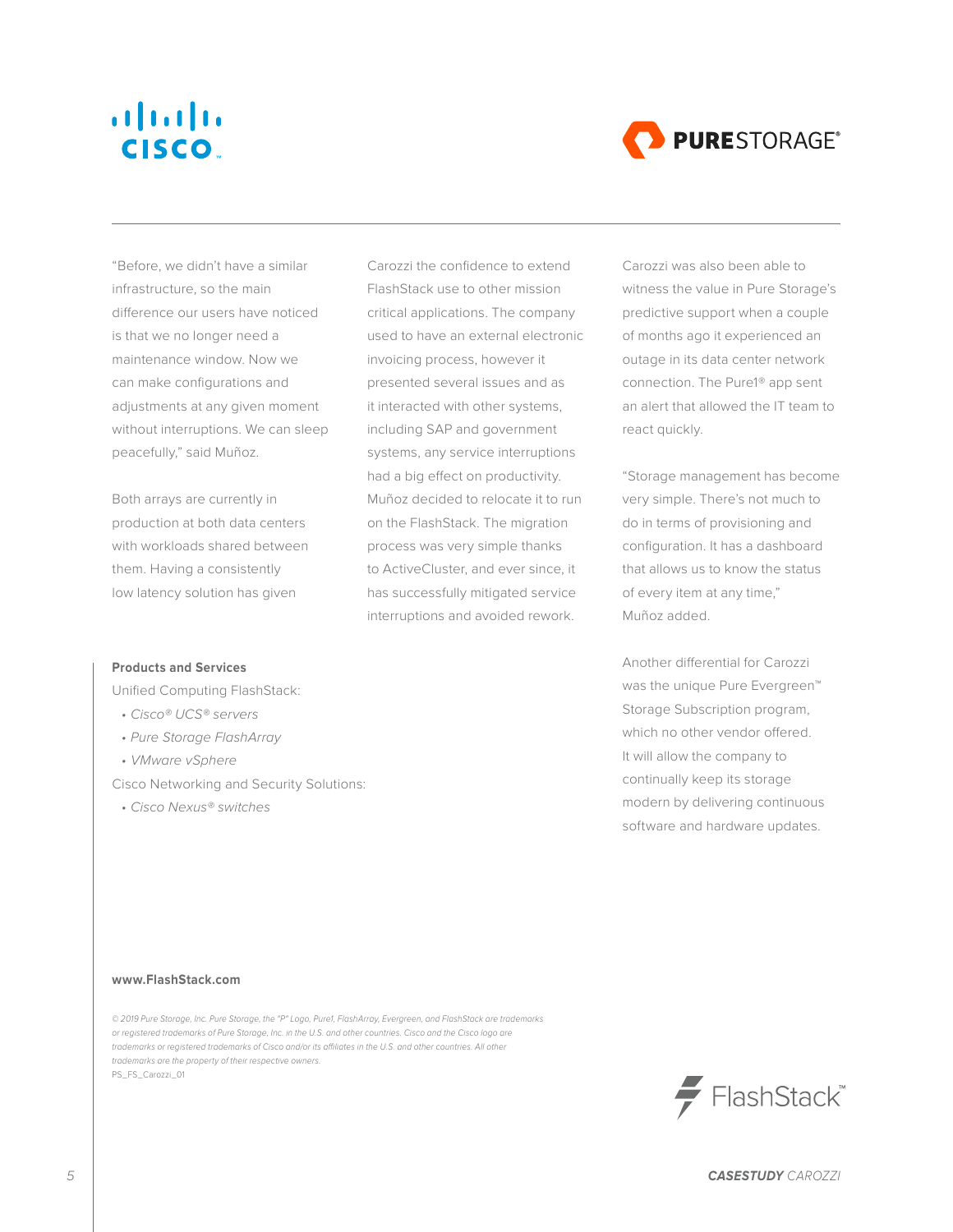"Before, we didn't have a similar infrastructure, so the main difference our users have noticed is that we no longer need a maintenance window. Now we can make configurations and adjustments at any given moment without interruptions. We can sleep peacefully," said Muñoz.

Both arrays are currently in production at both data centers with workloads shared between them. Having a consistently low latency solution has given Carozzi the confidence to extend FlashStack use to other mission critical applications. The company used to have an external electronic invoicing process, however it presented several issues and as it interacted with other systems, including SAP and government systems, any service interruptions had a big effect on productivity. Muñoz decided to relocate it to run on the FlashStack. The migration process was very simple thanks to ActiveCluster, and ever since, it has successfully mitigated service interruptions and avoided rework.

Carozzi was also been able to witness the value in Pure Storage's predictive support when a couple of months ago it experienced an outage in its data center network connection. The Pure1® app sent an alert that allowed the IT team to react quickly.

"Storage management has become very simple. There's not much to do in terms of provisioning and configuration. It has a dashboard that allows us to know the status of every item at any time," Muñoz added.

Another differential for Carozzi was the unique Pure Evergreen™ Storage Subscription program, which no other vendor offered. It will allow the company to continually keep its storage modern by delivering continuous software and hardware updates.

**Products and Services**

Unified Computing FlashStack:

- *Cisco® UCS® servers*
- *Pure Storage FlashArray*
- *VMware vSphere*

Cisco Networking and Security Solutions:

- *Cisco Nexus® switches*

**www.FlashStack.com**

*© 2019 Pure Storage, Inc. Pure Storage, the "P" Logo, Pure1, FlashArray, Evergreen, and FlashStack are trademarks or registered trademarks of Pure Storage, Inc. in the U.S. and other countries. Cisco and the Cisco logo are trademarks or registered trademarks of Cisco and/or its affiliates in the U.S. and other countries. All other trademarks are the property of their respective owners.*

PS_FS_Carozzi_01